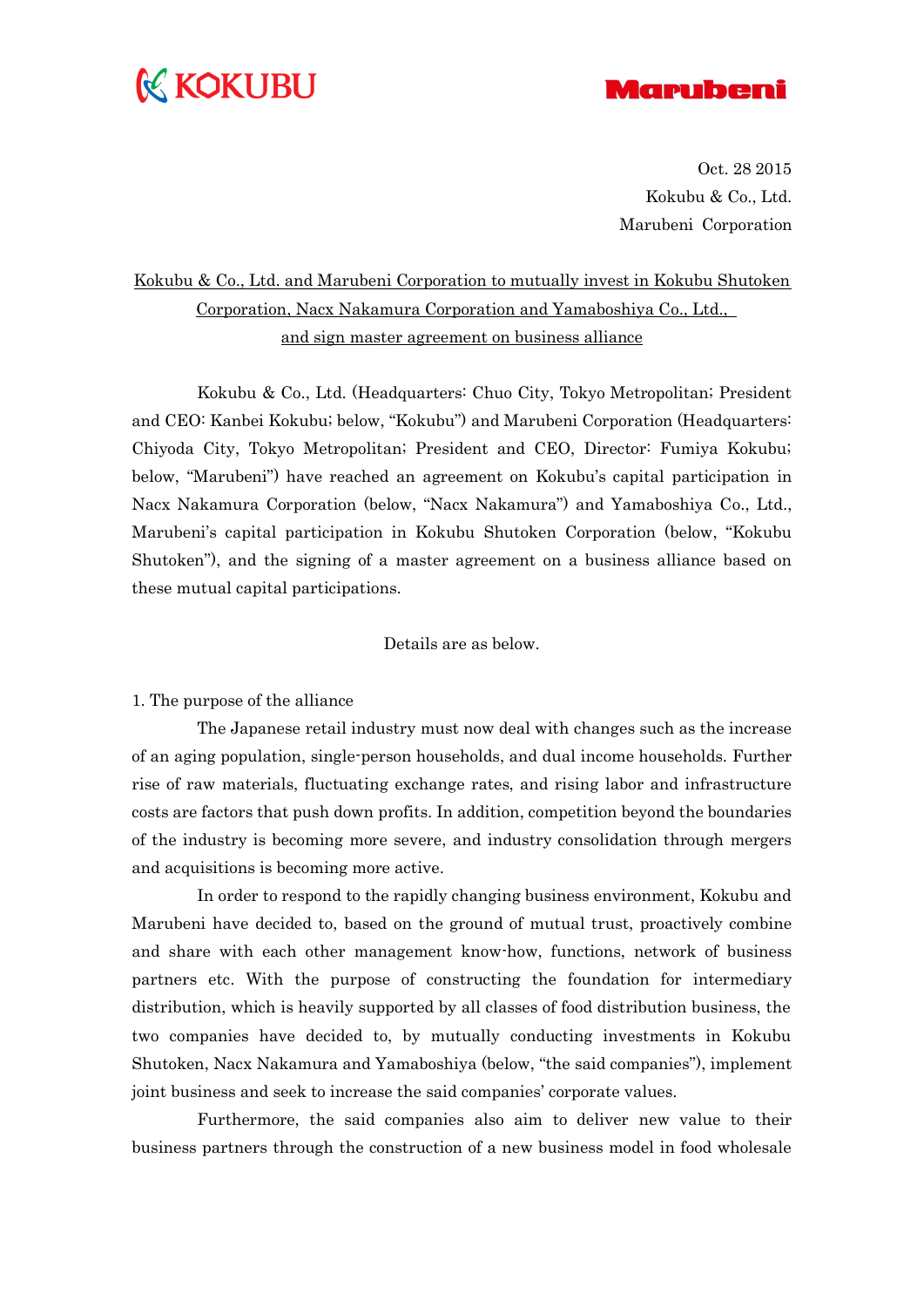KOKUBU

Marubeni

Oct. 28 2015
Kokubu & Co., Ltd.
Marubeni Corporation

**Kokubu & Co., Ltd. and Marubeni Corporation to mutually invest in Kokubu Shutoken Corporation, Nacx Nakamura Corporation and Yamaboshiya Co., Ltd., and sign master agreement on business alliance**

Kokubu & Co., Ltd. (Headquarters: Chuo City, Tokyo Metropolitan; President and CEO: Kanbei Kokubu; below, "Kokubu") and Marubeni Corporation (Headquarters: Chiyoda City, Tokyo Metropolitan; President and CEO, Director: Fumiya Kokubu; below, "Marubeni") have reached an agreement on Kokubu's capital participation in Nacx Nakamura Corporation (below, "Nacx Nakamura") and Yamaboshiya Co., Ltd., Marubeni's capital participation in Kokubu Shutoken Corporation (below, "Kokubu Shutoken"), and the signing of a master agreement on a business alliance based on these mutual capital participations.

Details are as below.

1. The purpose of the alliance

The Japanese retail industry must now deal with changes such as the increase of an aging population, single-person households, and dual income households. Further rise of raw materials, fluctuating exchange rates, and rising labor and infrastructure costs are factors that push down profits. In addition, competition beyond the boundaries of the industry is becoming more severe, and industry consolidation through mergers and acquisitions is becoming more active.

In order to respond to the rapidly changing business environment, Kokubu and Marubeni have decided to, based on the ground of mutual trust, proactively combine and share with each other management know-how, functions, network of business partners etc. With the purpose of constructing the foundation for intermediary distribution, which is heavily supported by all classes of food distribution business, the two companies have decided to, by mutually conducting investments in Kokubu Shutoken, Nacx Nakamura and Yamaboshiya (below, "the said companies"), implement joint business and seek to increase the said companies' corporate values.

Furthermore, the said companies also aim to deliver new value to their business partners through the construction of a new business model in food wholesale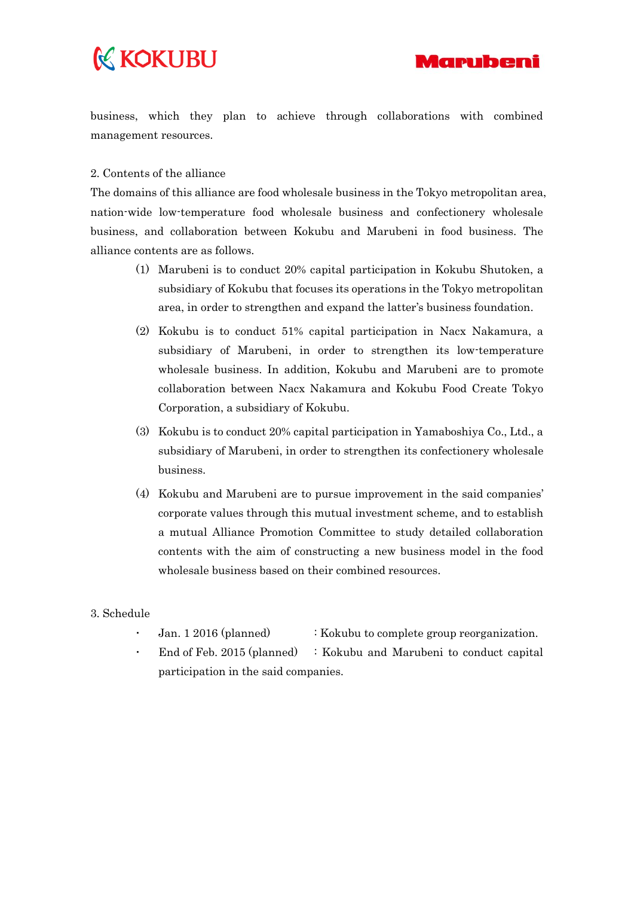business, which they plan to achieve through collaborations with combined management resources.

2. Contents of the alliance

The domains of this alliance are food wholesale business in the Tokyo metropolitan area, nation-wide low-temperature food wholesale business and confectionery wholesale business, and collaboration between Kokubu and Marubeni in food business. The alliance contents are as follows.

(1) Marubeni is to conduct 20% capital participation in Kokubu Shutoken, a subsidiary of Kokubu that focuses its operations in the Tokyo metropolitan area, in order to strengthen and expand the latter's business foundation.

(2) Kokubu is to conduct 51% capital participation in Nacx Nakamura, a subsidiary of Marubeni, in order to strengthen its low-temperature wholesale business. In addition, Kokubu and Marubeni are to promote collaboration between Nacx Nakamura and Kokubu Food Create Tokyo Corporation, a subsidiary of Kokubu.

(3) Kokubu is to conduct 20% capital participation in Yamaboshiya Co., Ltd., a subsidiary of Marubeni, in order to strengthen its confectionery wholesale business.

(4) Kokubu and Marubeni are to pursue improvement in the said companies' corporate values through this mutual investment scheme, and to establish a mutual Alliance Promotion Committee to study detailed collaboration contents with the aim of constructing a new business model in the food wholesale business based on their combined resources.

3. Schedule

- Jan. 1 2016 (planned) : Kokubu to complete group reorganization.
- End of Feb. 2015 (planned) : Kokubu and Marubeni to conduct capital participation in the said companies.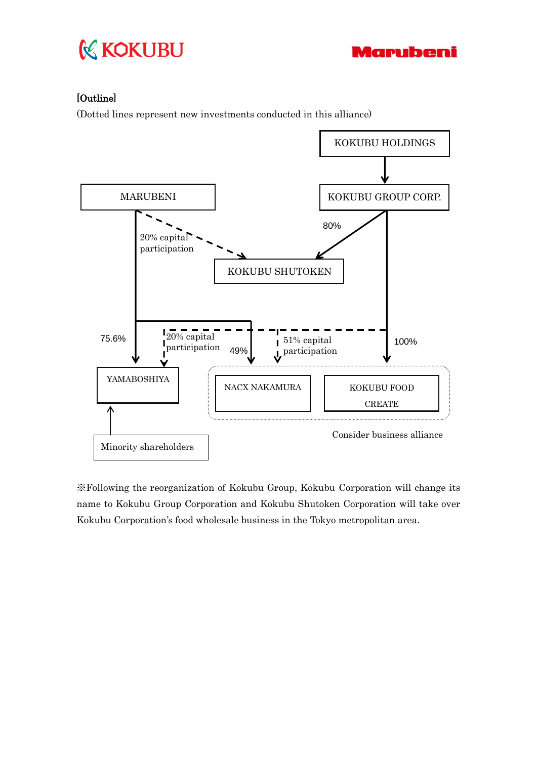[Outline]

(Dotted lines represent new investments conducted in this alliance)

KOKUBU HOLDINGS

MARUBENI

KOKUBU GROUP CORP.

80%

20% capital participation

KOKUBU SHUTOKEN

75.6%

20% capital participation

49%

51% capital participation

100%

YAMABOSHIYA

NACX NAKAMURA

KOKUBU FOOD CREATE

Minority shareholders

Consider business alliance

※Following the reorganization of Kokubu Group, Kokubu Corporation will change its name to Kokubu Group Corporation and Kokubu Shutoken Corporation will take over Kokubu Corporation's food wholesale business in the Tokyo metropolitan area.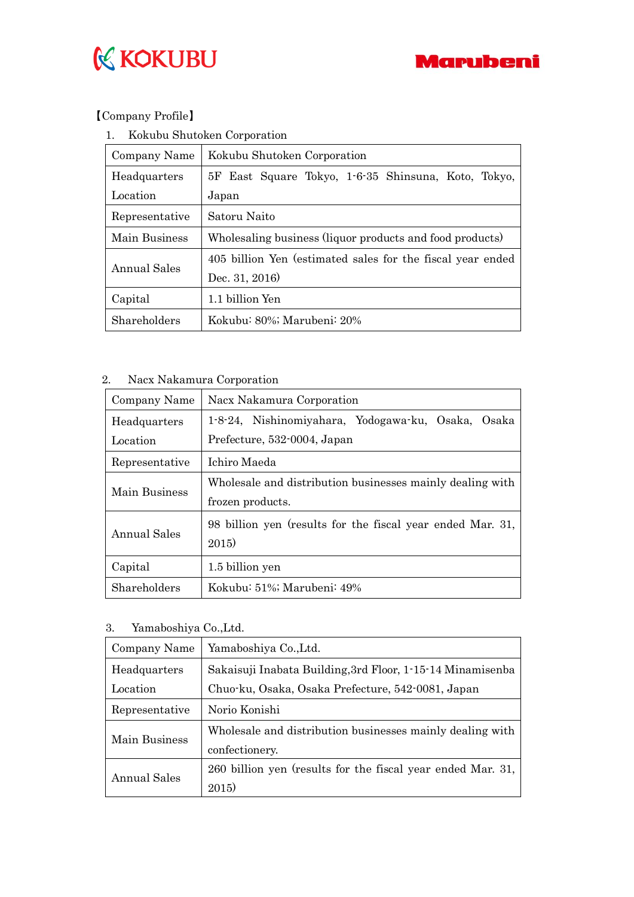【Company Profile】

1. Kokubu Shutoken Corporation

| Company Name | Kokubu Shutoken Corporation |
|---|---|
| Headquarters Location | 5F East Square Tokyo, 1-6-35 Shinsuna, Koto, Tokyo, Japan |
| Representative | Satoru Naito |
| Main Business | Wholesaling business (liquor products and food products) |
| Annual Sales | 405 billion Yen (estimated sales for the fiscal year ended Dec. 31, 2016) |
| Capital | 1.1 billion Yen |
| Shareholders | Kokubu: 80%; Marubeni: 20% |

2. Nacx Nakamura Corporation

| Company Name | Nacx Nakamura Corporation |
|---|---|
| Headquarters Location | 1-8-24, Nishinomiyahara, Yodogawa-ku, Osaka, Osaka Prefecture, 532-0004, Japan |
| Representative | Ichiro Maeda |
| Main Business | Wholesale and distribution businesses mainly dealing with frozen products. |
| Annual Sales | 98 billion yen (results for the fiscal year ended Mar. 31, 2015) |
| Capital | 1.5 billion yen |
| Shareholders | Kokubu: 51%; Marubeni: 49% |

3. Yamaboshiya Co.,Ltd.

| Company Name | Yamaboshiya Co.,Ltd. |
|---|---|
| Headquarters Location | Sakaisuji Inabata Building,3rd Floor, 1-15-14 Minamisenba Chuo-ku, Osaka, Osaka Prefecture, 542-0081, Japan |
| Representative | Norio Konishi |
| Main Business | Wholesale and distribution businesses mainly dealing with confectionery. |
| Annual Sales | 260 billion yen (results for the fiscal year ended Mar. 31, 2015) |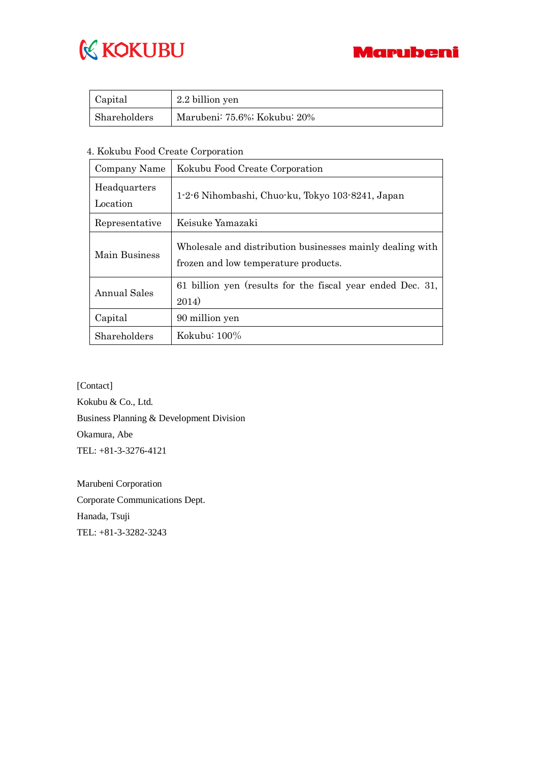| | |
|---|---|
| Capital | 2.2 billion yen |
| Shareholders | Marubeni: 75.6%; Kokubu: 20% |

4. Kokubu Food Create Corporation

| | |
|---|---|
| Company Name | Kokubu Food Create Corporation |
| Headquarters Location | 1-2-6 Nihombashi, Chuo-ku, Tokyo 103-8241, Japan |
| Representative | Keisuke Yamazaki |
| Main Business | Wholesale and distribution businesses mainly dealing with frozen and low temperature products. |
| Annual Sales | 61 billion yen (results for the fiscal year ended Dec. 31, 2014) |
| Capital | 90 million yen |
| Shareholders | Kokubu: 100% |

[Contact]
Kokubu & Co., Ltd.
Business Planning & Development Division
Okamura, Abe
TEL: +81-3-3276-4121

Marubeni Corporation
Corporate Communications Dept.
Hanada, Tsuji
TEL: +81-3-3282-3243